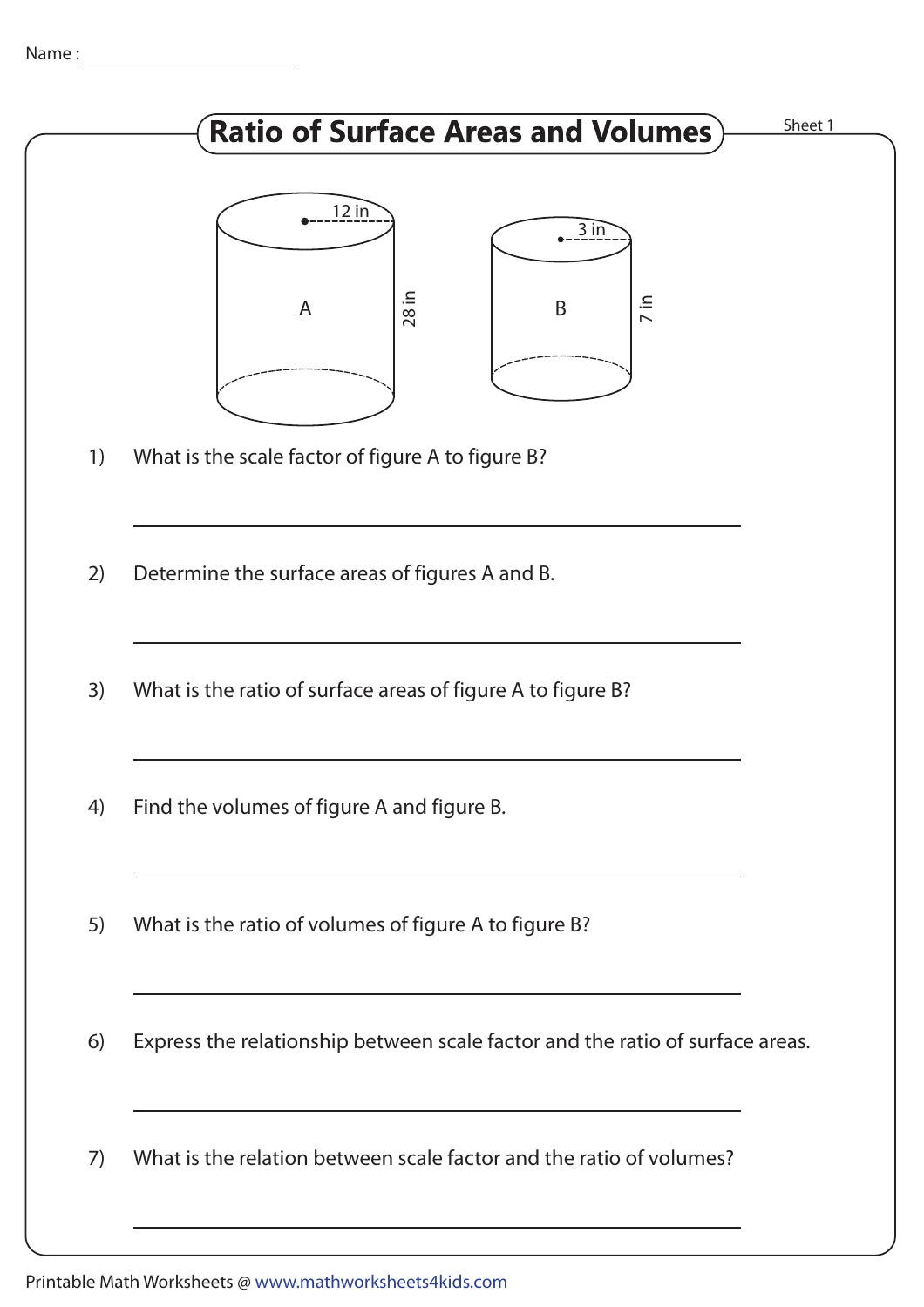Name : ______________________

# Ratio of Surface Areas and Volumes

Sheet 1

A: 12 in, 28 in

B: 3 in, 7 in

1) What is the scale factor of figure A to figure B?

______________________________________________

2) Determine the surface areas of figures A and B.

______________________________________________

3) What is the ratio of surface areas of figure A to figure B?

______________________________________________

4) Find the volumes of figure A and figure B.

______________________________________________

5) What is the ratio of volumes of figure A to figure B?

______________________________________________

6) Express the relationship between scale factor and the ratio of surface areas.

______________________________________________

7) What is the relation between scale factor and the ratio of volumes?

______________________________________________

Printable Math Worksheets @ www.mathworksheets4kids.com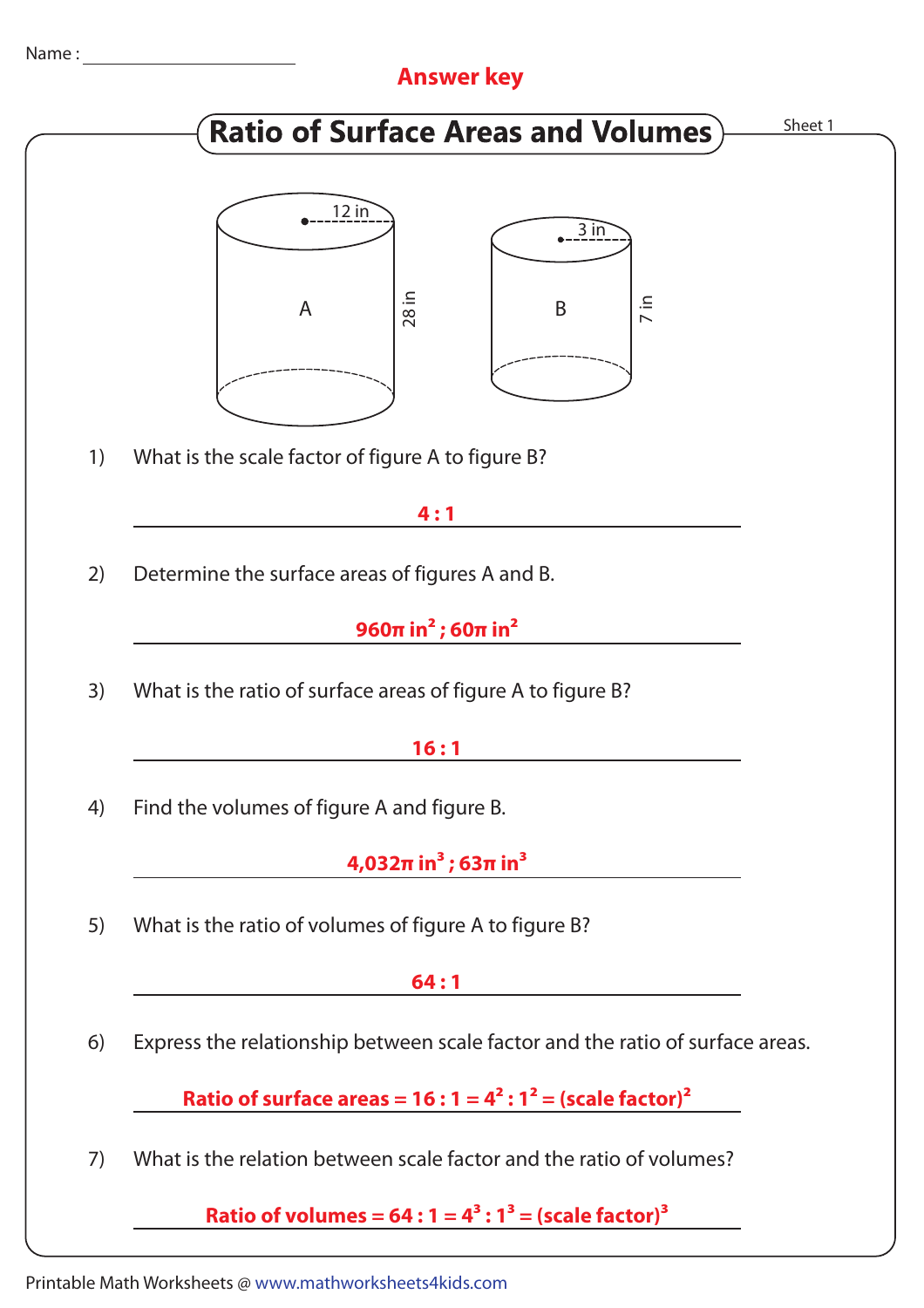Name : ______________________

**Answer key**

# Ratio of Surface Areas and Volumes

Sheet 1

12 in

A

28 in

3 in

B

7 in

1) What is the scale factor of figure A to figure B?

**4 : 1**

2) Determine the surface areas of figures A and B.

**$960\pi$ in$^2$ ; $60\pi$ in$^2$**

3) What is the ratio of surface areas of figure A to figure B?

**16 : 1**

4) Find the volumes of figure A and figure B.

**$4{,}032\pi$ in$^3$ ; $63\pi$ in$^3$**

5) What is the ratio of volumes of figure A to figure B?

**64 : 1**

6) Express the relationship between scale factor and the ratio of surface areas.

**Ratio of surface areas = 16 : 1 = $4^2 : 1^2$ = (scale factor)$^2$**

7) What is the relation between scale factor and the ratio of volumes?

**Ratio of volumes = 64 : 1 = $4^3 : 1^3$ = (scale factor)$^3$**

Printable Math Worksheets @ www.mathworksheets4kids.com